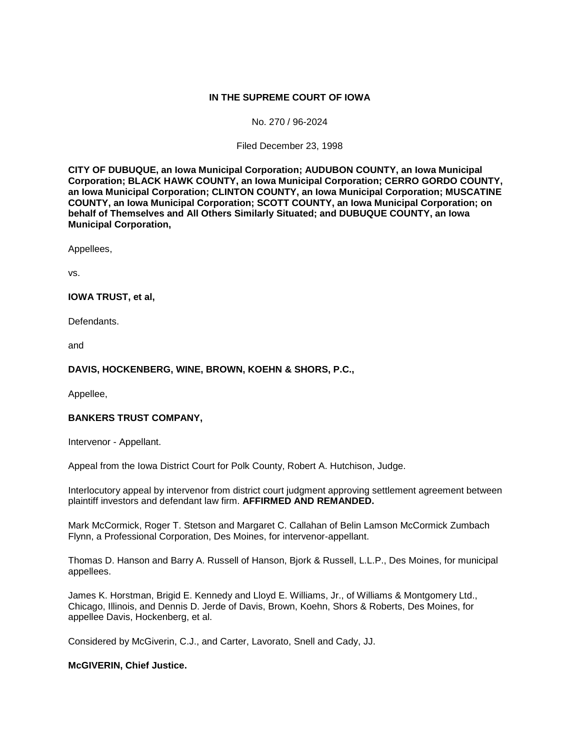**IN THE SUPREME COURT OF IOWA**

No. 270 / 96-2024

Filed December 23, 1998

**CITY OF DUBUQUE, an Iowa Municipal Corporation; AUDUBON COUNTY, an Iowa Municipal Corporation; BLACK HAWK COUNTY, an Iowa Municipal Corporation; CERRO GORDO COUNTY, an Iowa Municipal Corporation; CLINTON COUNTY, an Iowa Municipal Corporation; MUSCATINE COUNTY, an Iowa Municipal Corporation; SCOTT COUNTY, an Iowa Municipal Corporation; on behalf of Themselves and All Others Similarly Situated; and DUBUQUE COUNTY, an Iowa Municipal Corporation,**

Appellees,

vs.

**IOWA TRUST, et al,**

Defendants.

and

**DAVIS, HOCKENBERG, WINE, BROWN, KOEHN & SHORS, P.C.,**

Appellee,

**BANKERS TRUST COMPANY,**

Intervenor - Appellant.

Appeal from the Iowa District Court for Polk County, Robert A. Hutchison, Judge.

Interlocutory appeal by intervenor from district court judgment approving settlement agreement between plaintiff investors and defendant law firm. **AFFIRMED AND REMANDED.**

Mark McCormick, Roger T. Stetson and Margaret C. Callahan of Belin Lamson McCormick Zumbach Flynn, a Professional Corporation, Des Moines, for intervenor-appellant.

Thomas D. Hanson and Barry A. Russell of Hanson, Bjork & Russell, L.L.P., Des Moines, for municipal appellees.

James K. Horstman, Brigid E. Kennedy and Lloyd E. Williams, Jr., of Williams & Montgomery Ltd., Chicago, Illinois, and Dennis D. Jerde of Davis, Brown, Koehn, Shors & Roberts, Des Moines, for appellee Davis, Hockenberg, et al.

Considered by McGiverin, C.J., and Carter, Lavorato, Snell and Cady, JJ.

**McGIVERIN, Chief Justice.**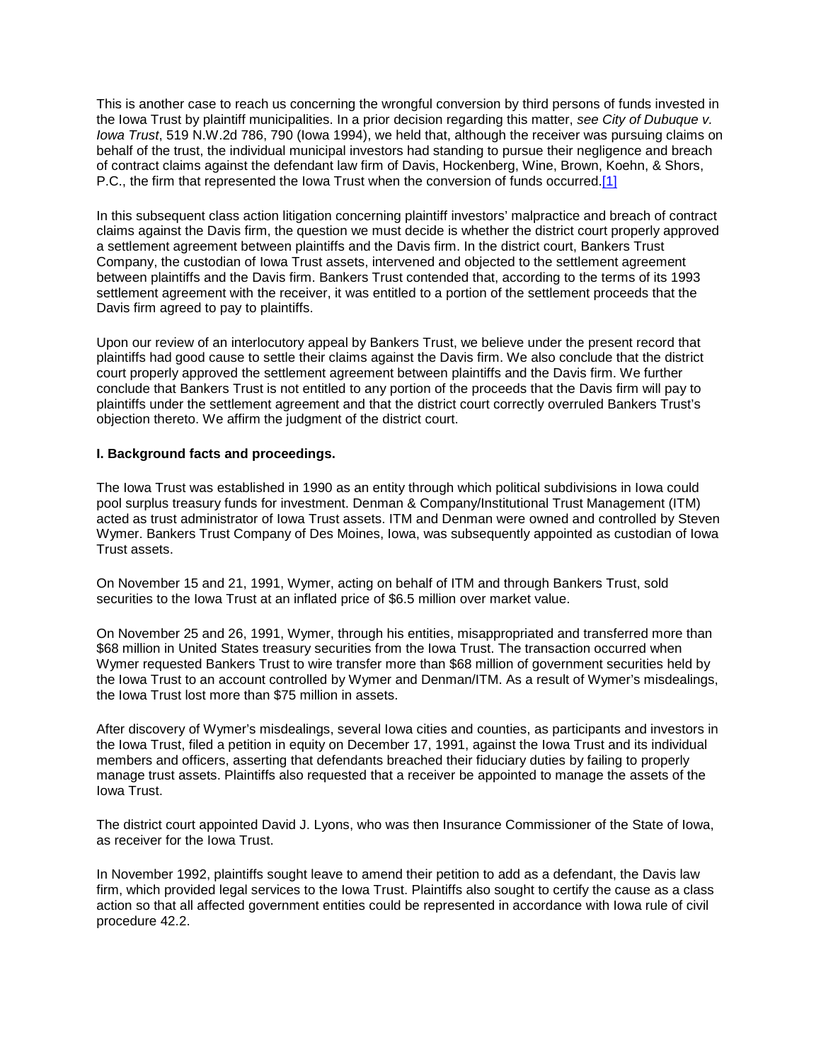This is another case to reach us concerning the wrongful conversion by third persons of funds invested in the Iowa Trust by plaintiff municipalities. In a prior decision regarding this matter, *see City of Dubuque v. Iowa Trust*, 519 N.W.2d 786, 790 (Iowa 1994), we held that, although the receiver was pursuing claims on behalf of the trust, the individual municipal investors had standing to pursue their negligence and breach of contract claims against the defendant law firm of Davis, Hockenberg, Wine, Brown, Koehn, & Shors, P.C., the firm that represented the Iowa Trust when the conversion of funds occurred.[1]

In this subsequent class action litigation concerning plaintiff investors' malpractice and breach of contract claims against the Davis firm, the question we must decide is whether the district court properly approved a settlement agreement between plaintiffs and the Davis firm. In the district court, Bankers Trust Company, the custodian of Iowa Trust assets, intervened and objected to the settlement agreement between plaintiffs and the Davis firm. Bankers Trust contended that, according to the terms of its 1993 settlement agreement with the receiver, it was entitled to a portion of the settlement proceeds that the Davis firm agreed to pay to plaintiffs.

Upon our review of an interlocutory appeal by Bankers Trust, we believe under the present record that plaintiffs had good cause to settle their claims against the Davis firm. We also conclude that the district court properly approved the settlement agreement between plaintiffs and the Davis firm. We further conclude that Bankers Trust is not entitled to any portion of the proceeds that the Davis firm will pay to plaintiffs under the settlement agreement and that the district court correctly overruled Bankers Trust's objection thereto. We affirm the judgment of the district court.

**I. Background facts and proceedings.**

The Iowa Trust was established in 1990 as an entity through which political subdivisions in Iowa could pool surplus treasury funds for investment. Denman & Company/Institutional Trust Management (ITM) acted as trust administrator of Iowa Trust assets. ITM and Denman were owned and controlled by Steven Wymer. Bankers Trust Company of Des Moines, Iowa, was subsequently appointed as custodian of Iowa Trust assets.

On November 15 and 21, 1991, Wymer, acting on behalf of ITM and through Bankers Trust, sold securities to the Iowa Trust at an inflated price of $6.5 million over market value.

On November 25 and 26, 1991, Wymer, through his entities, misappropriated and transferred more than $68 million in United States treasury securities from the Iowa Trust. The transaction occurred when Wymer requested Bankers Trust to wire transfer more than $68 million of government securities held by the Iowa Trust to an account controlled by Wymer and Denman/ITM. As a result of Wymer's misdealings, the Iowa Trust lost more than $75 million in assets.

After discovery of Wymer's misdealings, several Iowa cities and counties, as participants and investors in the Iowa Trust, filed a petition in equity on December 17, 1991, against the Iowa Trust and its individual members and officers, asserting that defendants breached their fiduciary duties by failing to properly manage trust assets. Plaintiffs also requested that a receiver be appointed to manage the assets of the Iowa Trust.

The district court appointed David J. Lyons, who was then Insurance Commissioner of the State of Iowa, as receiver for the Iowa Trust.

In November 1992, plaintiffs sought leave to amend their petition to add as a defendant, the Davis law firm, which provided legal services to the Iowa Trust. Plaintiffs also sought to certify the cause as a class action so that all affected government entities could be represented in accordance with Iowa rule of civil procedure 42.2.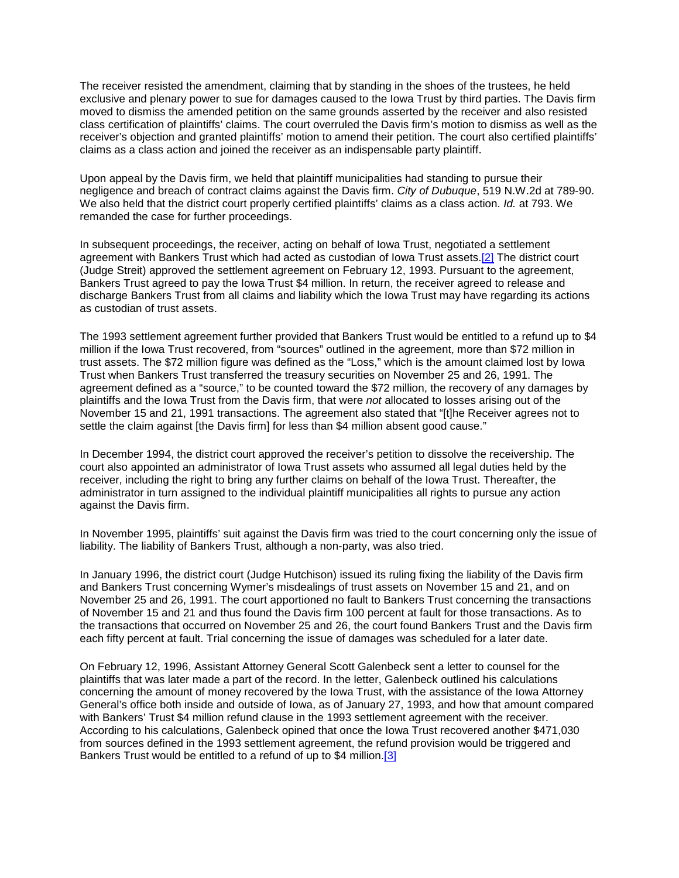The receiver resisted the amendment, claiming that by standing in the shoes of the trustees, he held exclusive and plenary power to sue for damages caused to the Iowa Trust by third parties. The Davis firm moved to dismiss the amended petition on the same grounds asserted by the receiver and also resisted class certification of plaintiffs' claims. The court overruled the Davis firm's motion to dismiss as well as the receiver's objection and granted plaintiffs' motion to amend their petition. The court also certified plaintiffs' claims as a class action and joined the receiver as an indispensable party plaintiff.

Upon appeal by the Davis firm, we held that plaintiff municipalities had standing to pursue their negligence and breach of contract claims against the Davis firm. *City of Dubuque*, 519 N.W.2d at 789-90. We also held that the district court properly certified plaintiffs' claims as a class action. *Id.* at 793. We remanded the case for further proceedings.

In subsequent proceedings, the receiver, acting on behalf of Iowa Trust, negotiated a settlement agreement with Bankers Trust which had acted as custodian of Iowa Trust assets.[2] The district court (Judge Streit) approved the settlement agreement on February 12, 1993. Pursuant to the agreement, Bankers Trust agreed to pay the Iowa Trust $4 million. In return, the receiver agreed to release and discharge Bankers Trust from all claims and liability which the Iowa Trust may have regarding its actions as custodian of trust assets.

The 1993 settlement agreement further provided that Bankers Trust would be entitled to a refund up to $4 million if the Iowa Trust recovered, from "sources" outlined in the agreement, more than $72 million in trust assets. The $72 million figure was defined as the "Loss," which is the amount claimed lost by Iowa Trust when Bankers Trust transferred the treasury securities on November 25 and 26, 1991. The agreement defined as a "source," to be counted toward the $72 million, the recovery of any damages by plaintiffs and the Iowa Trust from the Davis firm, that were *not* allocated to losses arising out of the November 15 and 21, 1991 transactions. The agreement also stated that "[t]he Receiver agrees not to settle the claim against [the Davis firm] for less than $4 million absent good cause."

In December 1994, the district court approved the receiver's petition to dissolve the receivership. The court also appointed an administrator of Iowa Trust assets who assumed all legal duties held by the receiver, including the right to bring any further claims on behalf of the Iowa Trust. Thereafter, the administrator in turn assigned to the individual plaintiff municipalities all rights to pursue any action against the Davis firm.

In November 1995, plaintiffs' suit against the Davis firm was tried to the court concerning only the issue of liability. The liability of Bankers Trust, although a non-party, was also tried.

In January 1996, the district court (Judge Hutchison) issued its ruling fixing the liability of the Davis firm and Bankers Trust concerning Wymer's misdealings of trust assets on November 15 and 21, and on November 25 and 26, 1991. The court apportioned no fault to Bankers Trust concerning the transactions of November 15 and 21 and thus found the Davis firm 100 percent at fault for those transactions. As to the transactions that occurred on November 25 and 26, the court found Bankers Trust and the Davis firm each fifty percent at fault. Trial concerning the issue of damages was scheduled for a later date.

On February 12, 1996, Assistant Attorney General Scott Galenbeck sent a letter to counsel for the plaintiffs that was later made a part of the record. In the letter, Galenbeck outlined his calculations concerning the amount of money recovered by the Iowa Trust, with the assistance of the Iowa Attorney General's office both inside and outside of Iowa, as of January 27, 1993, and how that amount compared with Bankers' Trust $4 million refund clause in the 1993 settlement agreement with the receiver. According to his calculations, Galenbeck opined that once the Iowa Trust recovered another $471,030 from sources defined in the 1993 settlement agreement, the refund provision would be triggered and Bankers Trust would be entitled to a refund of up to $4 million.[3]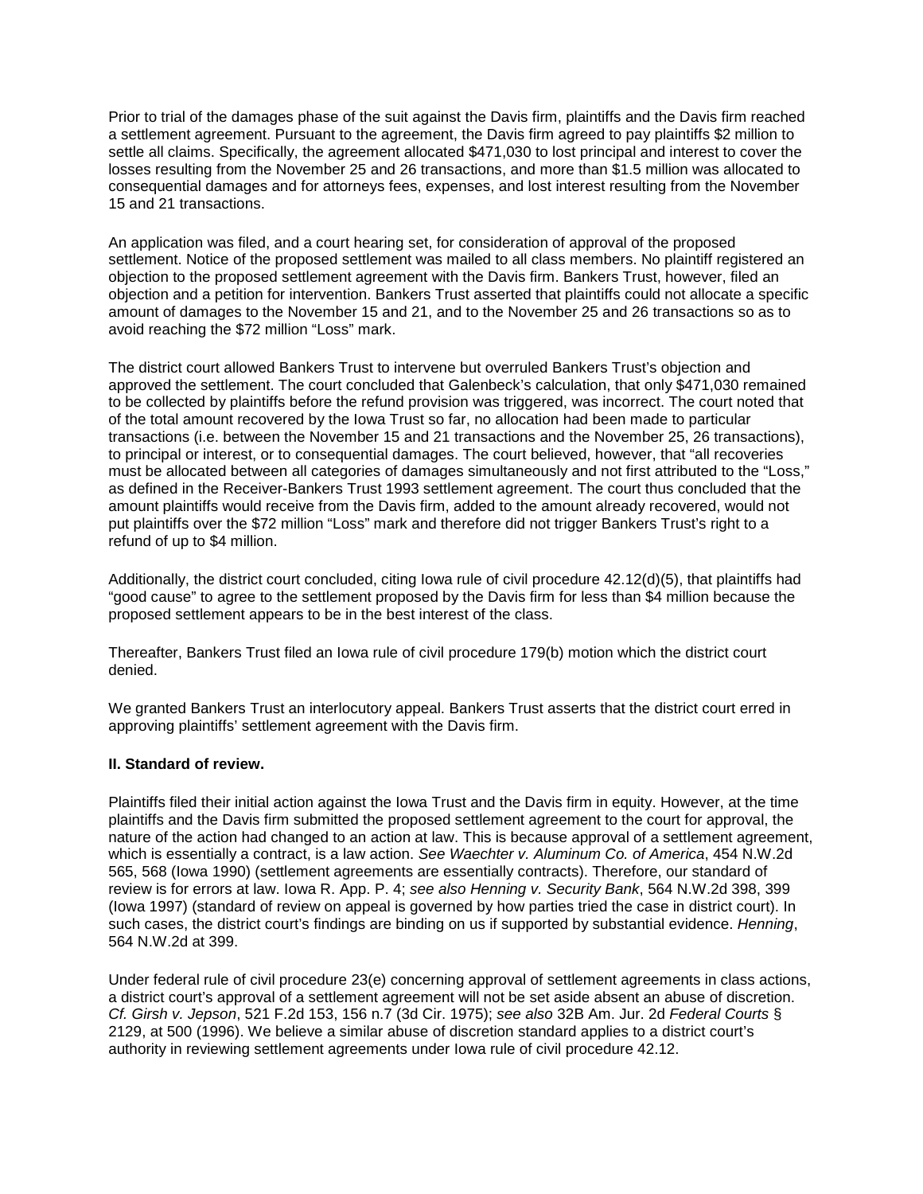Prior to trial of the damages phase of the suit against the Davis firm, plaintiffs and the Davis firm reached a settlement agreement. Pursuant to the agreement, the Davis firm agreed to pay plaintiffs $2 million to settle all claims. Specifically, the agreement allocated $471,030 to lost principal and interest to cover the losses resulting from the November 25 and 26 transactions, and more than $1.5 million was allocated to consequential damages and for attorneys fees, expenses, and lost interest resulting from the November 15 and 21 transactions.

An application was filed, and a court hearing set, for consideration of approval of the proposed settlement. Notice of the proposed settlement was mailed to all class members. No plaintiff registered an objection to the proposed settlement agreement with the Davis firm. Bankers Trust, however, filed an objection and a petition for intervention. Bankers Trust asserted that plaintiffs could not allocate a specific amount of damages to the November 15 and 21, and to the November 25 and 26 transactions so as to avoid reaching the $72 million "Loss" mark.

The district court allowed Bankers Trust to intervene but overruled Bankers Trust's objection and approved the settlement. The court concluded that Galenbeck's calculation, that only $471,030 remained to be collected by plaintiffs before the refund provision was triggered, was incorrect. The court noted that of the total amount recovered by the Iowa Trust so far, no allocation had been made to particular transactions (i.e. between the November 15 and 21 transactions and the November 25, 26 transactions), to principal or interest, or to consequential damages. The court believed, however, that "all recoveries must be allocated between all categories of damages simultaneously and not first attributed to the "Loss," as defined in the Receiver-Bankers Trust 1993 settlement agreement. The court thus concluded that the amount plaintiffs would receive from the Davis firm, added to the amount already recovered, would not put plaintiffs over the $72 million "Loss" mark and therefore did not trigger Bankers Trust's right to a refund of up to $4 million.

Additionally, the district court concluded, citing Iowa rule of civil procedure 42.12(d)(5), that plaintiffs had "good cause" to agree to the settlement proposed by the Davis firm for less than $4 million because the proposed settlement appears to be in the best interest of the class.

Thereafter, Bankers Trust filed an Iowa rule of civil procedure 179(b) motion which the district court denied.

We granted Bankers Trust an interlocutory appeal. Bankers Trust asserts that the district court erred in approving plaintiffs' settlement agreement with the Davis firm.

**II. Standard of review.**

Plaintiffs filed their initial action against the Iowa Trust and the Davis firm in equity. However, at the time plaintiffs and the Davis firm submitted the proposed settlement agreement to the court for approval, the nature of the action had changed to an action at law. This is because approval of a settlement agreement, which is essentially a contract, is a law action. *See Waechter v. Aluminum Co. of America*, 454 N.W.2d 565, 568 (Iowa 1990) (settlement agreements are essentially contracts). Therefore, our standard of review is for errors at law. Iowa R. App. P. 4; *see also Henning v. Security Bank*, 564 N.W.2d 398, 399 (Iowa 1997) (standard of review on appeal is governed by how parties tried the case in district court). In such cases, the district court's findings are binding on us if supported by substantial evidence. *Henning*, 564 N.W.2d at 399.

Under federal rule of civil procedure 23(e) concerning approval of settlement agreements in class actions, a district court's approval of a settlement agreement will not be set aside absent an abuse of discretion. *Cf. Girsh v. Jepson*, 521 F.2d 153, 156 n.7 (3d Cir. 1975); *see also* 32B Am. Jur. 2d *Federal Courts* § 2129, at 500 (1996). We believe a similar abuse of discretion standard applies to a district court's authority in reviewing settlement agreements under Iowa rule of civil procedure 42.12.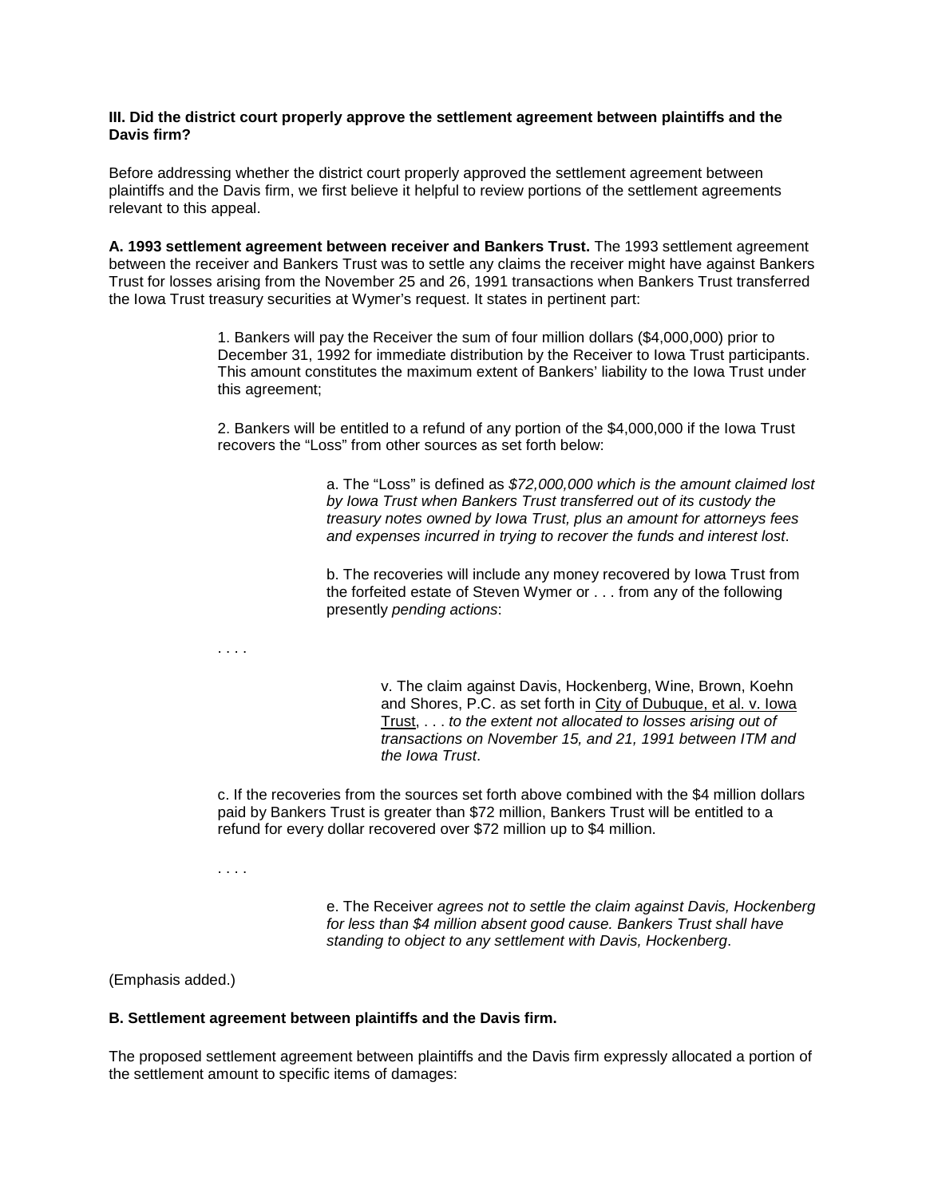**III. Did the district court properly approve the settlement agreement between plaintiffs and the Davis firm?**

Before addressing whether the district court properly approved the settlement agreement between plaintiffs and the Davis firm, we first believe it helpful to review portions of the settlement agreements relevant to this appeal.

**A. 1993 settlement agreement between receiver and Bankers Trust.** The 1993 settlement agreement between the receiver and Bankers Trust was to settle any claims the receiver might have against Bankers Trust for losses arising from the November 25 and 26, 1991 transactions when Bankers Trust transferred the Iowa Trust treasury securities at Wymer's request. It states in pertinent part:

> 1. Bankers will pay the Receiver the sum of four million dollars ($4,000,000) prior to December 31, 1992 for immediate distribution by the Receiver to Iowa Trust participants. This amount constitutes the maximum extent of Bankers' liability to the Iowa Trust under this agreement;
>
> 2. Bankers will be entitled to a refund of any portion of the $4,000,000 if the Iowa Trust recovers the "Loss" from other sources as set forth below:
>
> > a. The "Loss" is defined as *$72,000,000 which is the amount claimed lost by Iowa Trust when Bankers Trust transferred out of its custody the treasury notes owned by Iowa Trust, plus an amount for attorneys fees and expenses incurred in trying to recover the funds and interest lost*.
> >
> > b. The recoveries will include any money recovered by Iowa Trust from the forfeited estate of Steven Wymer or . . . from any of the following presently *pending actions*:
>
> . . . .
>
> > > v. The claim against Davis, Hockenberg, Wine, Brown, Koehn and Shores, P.C. as set forth in City of Dubuque, et al. v. Iowa Trust, . . . *to the extent not allocated to losses arising out of transactions on November 15, and 21, 1991 between ITM and the Iowa Trust*.
>
> c. If the recoveries from the sources set forth above combined with the $4 million dollars paid by Bankers Trust is greater than $72 million, Bankers Trust will be entitled to a refund for every dollar recovered over $72 million up to $4 million.
>
> . . . .
>
> > e. The Receiver *agrees not to settle the claim against Davis, Hockenberg for less than $4 million absent good cause. Bankers Trust shall have standing to object to any settlement with Davis, Hockenberg*.

(Emphasis added.)

**B. Settlement agreement between plaintiffs and the Davis firm.**

The proposed settlement agreement between plaintiffs and the Davis firm expressly allocated a portion of the settlement amount to specific items of damages: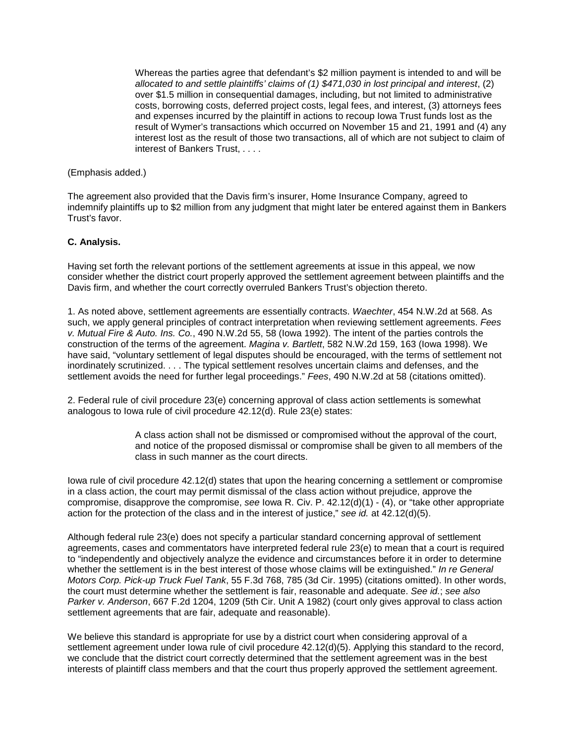> Whereas the parties agree that defendant's $2 million payment is intended to and will be *allocated to and settle plaintiffs' claims of (1) $471,030 in lost principal and interest*, (2) over $1.5 million in consequential damages, including, but not limited to administrative costs, borrowing costs, deferred project costs, legal fees, and interest, (3) attorneys fees and expenses incurred by the plaintiff in actions to recoup Iowa Trust funds lost as the result of Wymer's transactions which occurred on November 15 and 21, 1991 and (4) any interest lost as the result of those two transactions, all of which are not subject to claim of interest of Bankers Trust, . . . .

(Emphasis added.)

The agreement also provided that the Davis firm's insurer, Home Insurance Company, agreed to indemnify plaintiffs up to $2 million from any judgment that might later be entered against them in Bankers Trust's favor.

**C. Analysis.**

Having set forth the relevant portions of the settlement agreements at issue in this appeal, we now consider whether the district court properly approved the settlement agreement between plaintiffs and the Davis firm, and whether the court correctly overruled Bankers Trust's objection thereto.

1. As noted above, settlement agreements are essentially contracts. *Waechter*, 454 N.W.2d at 568. As such, we apply general principles of contract interpretation when reviewing settlement agreements. *Fees v. Mutual Fire & Auto. Ins. Co.*, 490 N.W.2d 55, 58 (Iowa 1992). The intent of the parties controls the construction of the terms of the agreement. *Magina v. Bartlett*, 582 N.W.2d 159, 163 (Iowa 1998). We have said, "voluntary settlement of legal disputes should be encouraged, with the terms of settlement not inordinately scrutinized. . . . The typical settlement resolves uncertain claims and defenses, and the settlement avoids the need for further legal proceedings." *Fees*, 490 N.W.2d at 58 (citations omitted).

2. Federal rule of civil procedure 23(e) concerning approval of class action settlements is somewhat analogous to Iowa rule of civil procedure 42.12(d). Rule 23(e) states:

> A class action shall not be dismissed or compromised without the approval of the court, and notice of the proposed dismissal or compromise shall be given to all members of the class in such manner as the court directs.

Iowa rule of civil procedure 42.12(d) states that upon the hearing concerning a settlement or compromise in a class action, the court may permit dismissal of the class action without prejudice, approve the compromise, disapprove the compromise, *see* Iowa R. Civ. P. 42.12(d)(1) - (4), or "take other appropriate action for the protection of the class and in the interest of justice," *see id.* at 42.12(d)(5).

Although federal rule 23(e) does not specify a particular standard concerning approval of settlement agreements, cases and commentators have interpreted federal rule 23(e) to mean that a court is required to "independently and objectively analyze the evidence and circumstances before it in order to determine whether the settlement is in the best interest of those whose claims will be extinguished." *In re General Motors Corp. Pick-up Truck Fuel Tank*, 55 F.3d 768, 785 (3d Cir. 1995) (citations omitted). In other words, the court must determine whether the settlement is fair, reasonable and adequate. *See id.*; *see also Parker v. Anderson*, 667 F.2d 1204, 1209 (5th Cir. Unit A 1982) (court only gives approval to class action settlement agreements that are fair, adequate and reasonable).

We believe this standard is appropriate for use by a district court when considering approval of a settlement agreement under Iowa rule of civil procedure 42.12(d)(5). Applying this standard to the record, we conclude that the district court correctly determined that the settlement agreement was in the best interests of plaintiff class members and that the court thus properly approved the settlement agreement.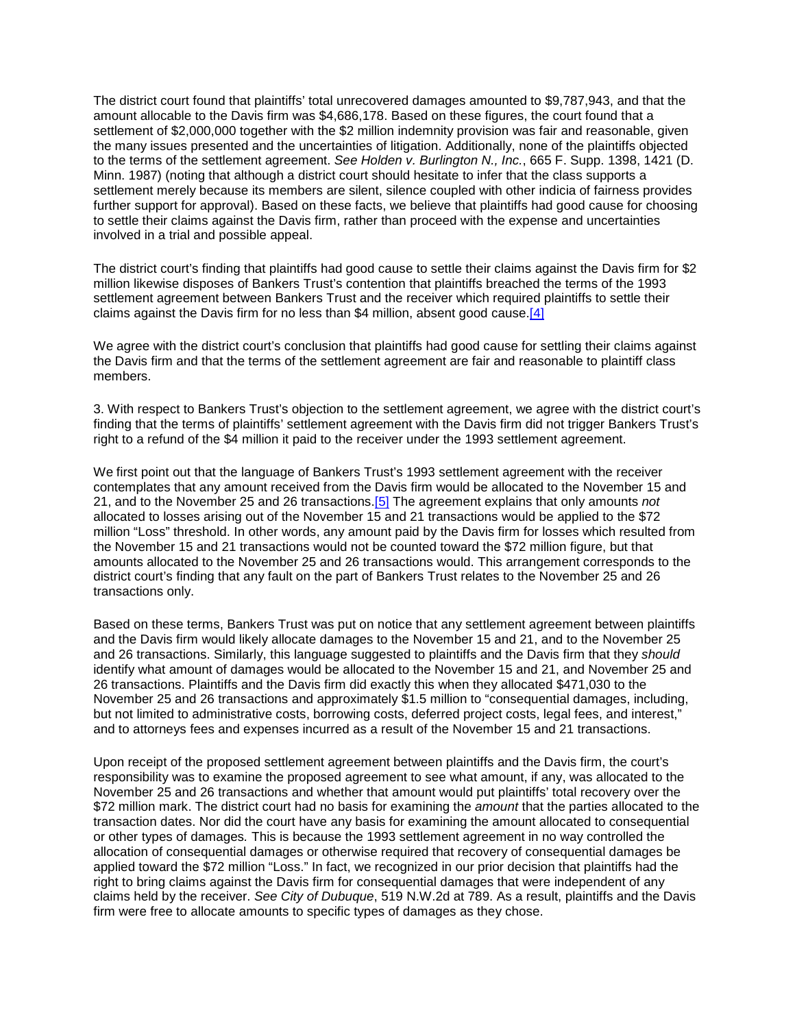The district court found that plaintiffs' total unrecovered damages amounted to $9,787,943, and that the amount allocable to the Davis firm was $4,686,178. Based on these figures, the court found that a settlement of $2,000,000 together with the $2 million indemnity provision was fair and reasonable, given the many issues presented and the uncertainties of litigation. Additionally, none of the plaintiffs objected to the terms of the settlement agreement. *See Holden v. Burlington N., Inc.*, 665 F. Supp. 1398, 1421 (D. Minn. 1987) (noting that although a district court should hesitate to infer that the class supports a settlement merely because its members are silent, silence coupled with other indicia of fairness provides further support for approval). Based on these facts, we believe that plaintiffs had good cause for choosing to settle their claims against the Davis firm, rather than proceed with the expense and uncertainties involved in a trial and possible appeal.

The district court's finding that plaintiffs had good cause to settle their claims against the Davis firm for $2 million likewise disposes of Bankers Trust's contention that plaintiffs breached the terms of the 1993 settlement agreement between Bankers Trust and the receiver which required plaintiffs to settle their claims against the Davis firm for no less than $4 million, absent good cause.[4]

We agree with the district court's conclusion that plaintiffs had good cause for settling their claims against the Davis firm and that the terms of the settlement agreement are fair and reasonable to plaintiff class members.

3. With respect to Bankers Trust's objection to the settlement agreement, we agree with the district court's finding that the terms of plaintiffs' settlement agreement with the Davis firm did not trigger Bankers Trust's right to a refund of the $4 million it paid to the receiver under the 1993 settlement agreement.

We first point out that the language of Bankers Trust's 1993 settlement agreement with the receiver contemplates that any amount received from the Davis firm would be allocated to the November 15 and 21, and to the November 25 and 26 transactions.[5] The agreement explains that only amounts *not* allocated to losses arising out of the November 15 and 21 transactions would be applied to the $72 million "Loss" threshold. In other words, any amount paid by the Davis firm for losses which resulted from the November 15 and 21 transactions would not be counted toward the $72 million figure, but that amounts allocated to the November 25 and 26 transactions would. This arrangement corresponds to the district court's finding that any fault on the part of Bankers Trust relates to the November 25 and 26 transactions only.

Based on these terms, Bankers Trust was put on notice that any settlement agreement between plaintiffs and the Davis firm would likely allocate damages to the November 15 and 21, and to the November 25 and 26 transactions. Similarly, this language suggested to plaintiffs and the Davis firm that they *should* identify what amount of damages would be allocated to the November 15 and 21, and November 25 and 26 transactions. Plaintiffs and the Davis firm did exactly this when they allocated $471,030 to the November 25 and 26 transactions and approximately $1.5 million to "consequential damages, including, but not limited to administrative costs, borrowing costs, deferred project costs, legal fees, and interest," and to attorneys fees and expenses incurred as a result of the November 15 and 21 transactions.

Upon receipt of the proposed settlement agreement between plaintiffs and the Davis firm, the court's responsibility was to examine the proposed agreement to see what amount, if any, was allocated to the November 25 and 26 transactions and whether that amount would put plaintiffs' total recovery over the $72 million mark. The district court had no basis for examining the *amount* that the parties allocated to the transaction dates. Nor did the court have any basis for examining the amount allocated to consequential or other types of damages. This is because the 1993 settlement agreement in no way controlled the allocation of consequential damages or otherwise required that recovery of consequential damages be applied toward the $72 million "Loss." In fact, we recognized in our prior decision that plaintiffs had the right to bring claims against the Davis firm for consequential damages that were independent of any claims held by the receiver. *See City of Dubuque*, 519 N.W.2d at 789. As a result, plaintiffs and the Davis firm were free to allocate amounts to specific types of damages as they chose.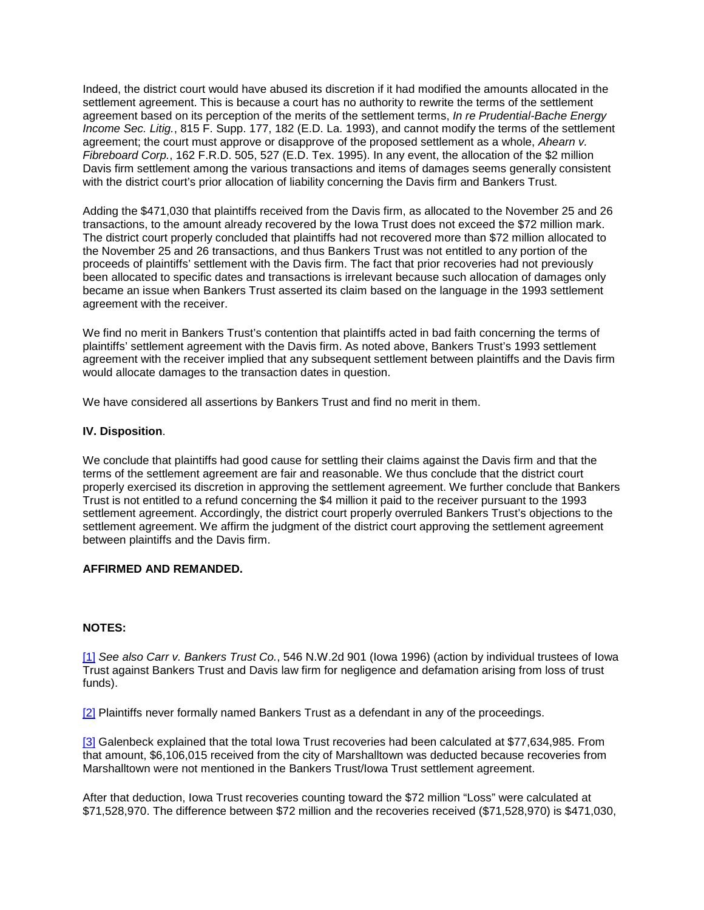Indeed, the district court would have abused its discretion if it had modified the amounts allocated in the settlement agreement. This is because a court has no authority to rewrite the terms of the settlement agreement based on its perception of the merits of the settlement terms, *In re Prudential-Bache Energy Income Sec. Litig.*, 815 F. Supp. 177, 182 (E.D. La. 1993), and cannot modify the terms of the settlement agreement; the court must approve or disapprove of the proposed settlement as a whole, *Ahearn v. Fibreboard Corp.*, 162 F.R.D. 505, 527 (E.D. Tex. 1995). In any event, the allocation of the $2 million Davis firm settlement among the various transactions and items of damages seems generally consistent with the district court's prior allocation of liability concerning the Davis firm and Bankers Trust.

Adding the $471,030 that plaintiffs received from the Davis firm, as allocated to the November 25 and 26 transactions, to the amount already recovered by the Iowa Trust does not exceed the $72 million mark. The district court properly concluded that plaintiffs had not recovered more than $72 million allocated to the November 25 and 26 transactions, and thus Bankers Trust was not entitled to any portion of the proceeds of plaintiffs' settlement with the Davis firm. The fact that prior recoveries had not previously been allocated to specific dates and transactions is irrelevant because such allocation of damages only became an issue when Bankers Trust asserted its claim based on the language in the 1993 settlement agreement with the receiver.

We find no merit in Bankers Trust's contention that plaintiffs acted in bad faith concerning the terms of plaintiffs' settlement agreement with the Davis firm. As noted above, Bankers Trust's 1993 settlement agreement with the receiver implied that any subsequent settlement between plaintiffs and the Davis firm would allocate damages to the transaction dates in question.

We have considered all assertions by Bankers Trust and find no merit in them.

**IV. Disposition**.

We conclude that plaintiffs had good cause for settling their claims against the Davis firm and that the terms of the settlement agreement are fair and reasonable. We thus conclude that the district court properly exercised its discretion in approving the settlement agreement. We further conclude that Bankers Trust is not entitled to a refund concerning the $4 million it paid to the receiver pursuant to the 1993 settlement agreement. Accordingly, the district court properly overruled Bankers Trust's objections to the settlement agreement. We affirm the judgment of the district court approving the settlement agreement between plaintiffs and the Davis firm.

**AFFIRMED AND REMANDED.**

**NOTES:**

[1] *See also Carr v. Bankers Trust Co.*, 546 N.W.2d 901 (Iowa 1996) (action by individual trustees of Iowa Trust against Bankers Trust and Davis law firm for negligence and defamation arising from loss of trust funds).

[2] Plaintiffs never formally named Bankers Trust as a defendant in any of the proceedings.

[3] Galenbeck explained that the total Iowa Trust recoveries had been calculated at $77,634,985. From that amount, $6,106,015 received from the city of Marshalltown was deducted because recoveries from Marshalltown were not mentioned in the Bankers Trust/Iowa Trust settlement agreement.

After that deduction, Iowa Trust recoveries counting toward the $72 million "Loss" were calculated at $71,528,970. The difference between $72 million and the recoveries received ($71,528,970) is $471,030,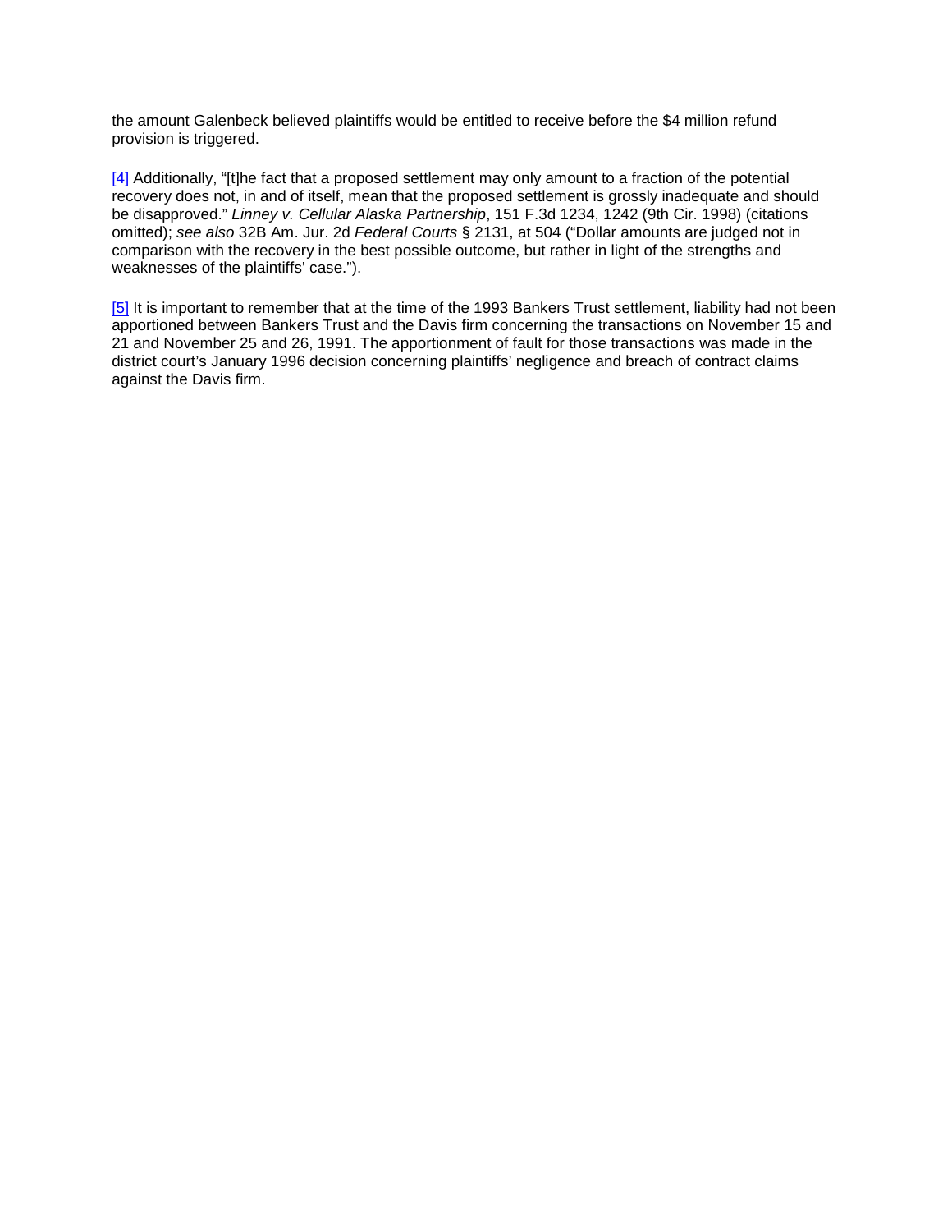the amount Galenbeck believed plaintiffs would be entitled to receive before the $4 million refund provision is triggered.

[4] Additionally, "[t]he fact that a proposed settlement may only amount to a fraction of the potential recovery does not, in and of itself, mean that the proposed settlement is grossly inadequate and should be disapproved." *Linney v. Cellular Alaska Partnership*, 151 F.3d 1234, 1242 (9th Cir. 1998) (citations omitted); *see also* 32B Am. Jur. 2d *Federal Courts* § 2131, at 504 ("Dollar amounts are judged not in comparison with the recovery in the best possible outcome, but rather in light of the strengths and weaknesses of the plaintiffs' case.").

[5] It is important to remember that at the time of the 1993 Bankers Trust settlement, liability had not been apportioned between Bankers Trust and the Davis firm concerning the transactions on November 15 and 21 and November 25 and 26, 1991. The apportionment of fault for those transactions was made in the district court's January 1996 decision concerning plaintiffs' negligence and breach of contract claims against the Davis firm.